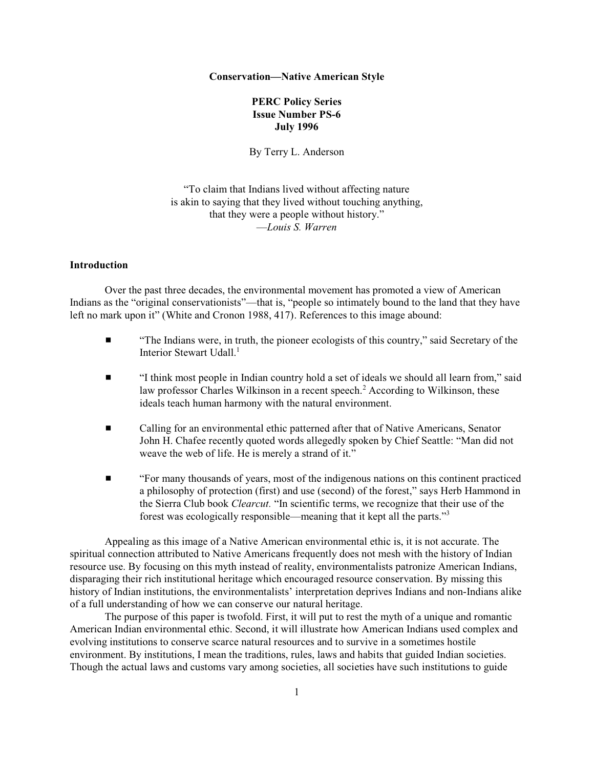**Conservation—Native American Style**

**PERC Policy Series**
**Issue Number PS-6**
**July 1996**

By Terry L. Anderson

"To claim that Indians lived without affecting nature
is akin to saying that they lived without touching anything,
that they were a people without history."
—*Louis S. Warren*

### Introduction

Over the past three decades, the environmental movement has promoted a view of American Indians as the "original conservationists"—that is, "people so intimately bound to the land that they have left no mark upon it" (White and Cronon 1988, 417). References to this image abound:

- "The Indians were, in truth, the pioneer ecologists of this country," said Secretary of the Interior Stewart Udall.[1]
- "I think most people in Indian country hold a set of ideals we should all learn from," said law professor Charles Wilkinson in a recent speech.[2] According to Wilkinson, these ideals teach human harmony with the natural environment.
- Calling for an environmental ethic patterned after that of Native Americans, Senator John H. Chafee recently quoted words allegedly spoken by Chief Seattle: "Man did not weave the web of life. He is merely a strand of it."
- "For many thousands of years, most of the indigenous nations on this continent practiced a philosophy of protection (first) and use (second) of the forest," says Herb Hammond in the Sierra Club book *Clearcut.* "In scientific terms, we recognize that their use of the forest was ecologically responsible—meaning that it kept all the parts."[3]

Appealing as this image of a Native American environmental ethic is, it is not accurate. The spiritual connection attributed to Native Americans frequently does not mesh with the history of Indian resource use. By focusing on this myth instead of reality, environmentalists patronize American Indians, disparaging their rich institutional heritage which encouraged resource conservation. By missing this history of Indian institutions, the environmentalists' interpretation deprives Indians and non-Indians alike of a full understanding of how we can conserve our natural heritage.

The purpose of this paper is twofold. First, it will put to rest the myth of a unique and romantic American Indian environmental ethic. Second, it will illustrate how American Indians used complex and evolving institutions to conserve scarce natural resources and to survive in a sometimes hostile environment. By institutions, I mean the traditions, rules, laws and habits that guided Indian societies. Though the actual laws and customs vary among societies, all societies have such institutions to guide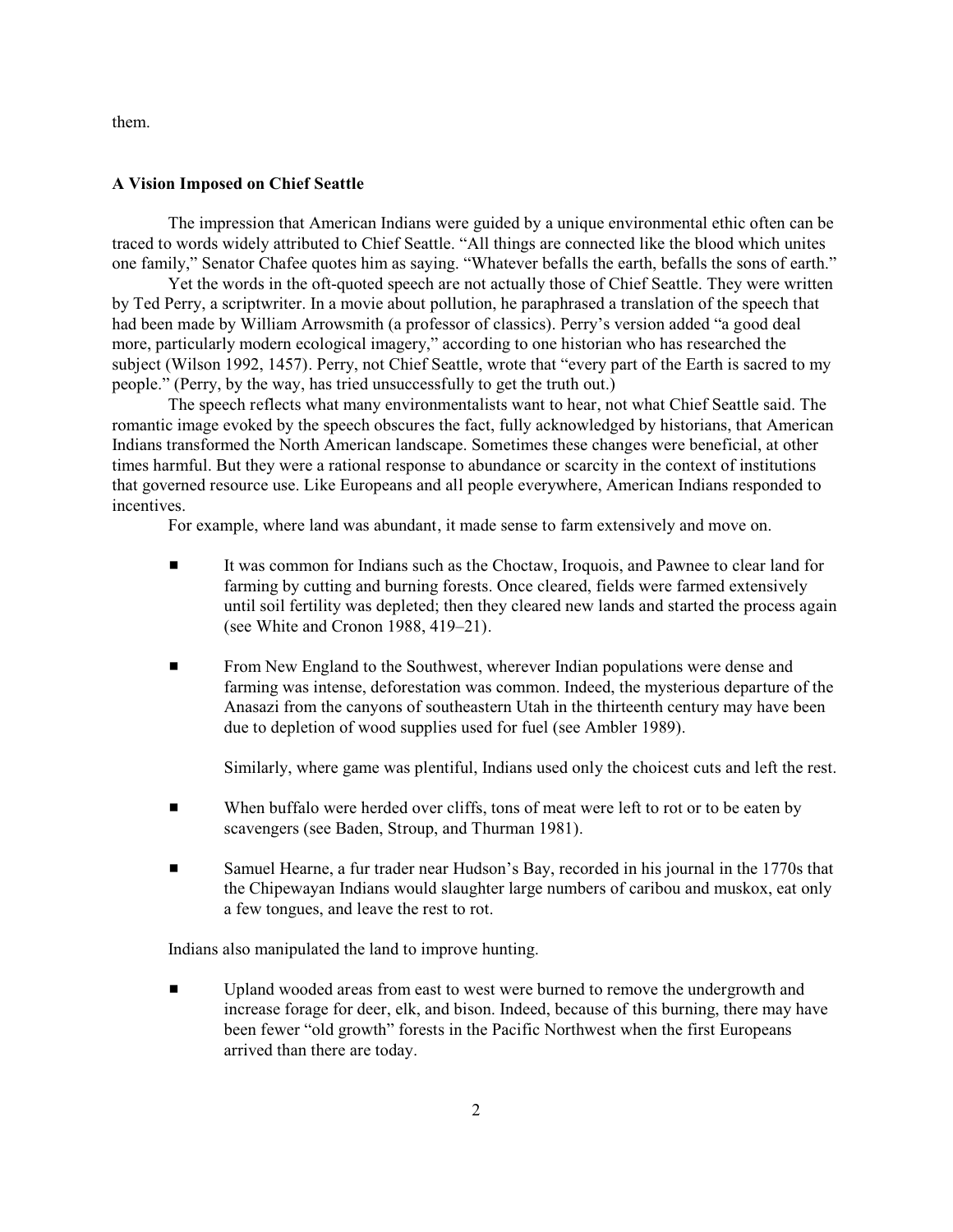them.

### A Vision Imposed on Chief Seattle

The impression that American Indians were guided by a unique environmental ethic often can be traced to words widely attributed to Chief Seattle. "All things are connected like the blood which unites one family," Senator Chafee quotes him as saying. "Whatever befalls the earth, befalls the sons of earth."

Yet the words in the oft-quoted speech are not actually those of Chief Seattle. They were written by Ted Perry, a scriptwriter. In a movie about pollution, he paraphrased a translation of the speech that had been made by William Arrowsmith (a professor of classics). Perry's version added "a good deal more, particularly modern ecological imagery," according to one historian who has researched the subject (Wilson 1992, 1457). Perry, not Chief Seattle, wrote that "every part of the Earth is sacred to my people." (Perry, by the way, has tried unsuccessfully to get the truth out.)

The speech reflects what many environmentalists want to hear, not what Chief Seattle said. The romantic image evoked by the speech obscures the fact, fully acknowledged by historians, that American Indians transformed the North American landscape. Sometimes these changes were beneficial, at other times harmful. But they were a rational response to abundance or scarcity in the context of institutions that governed resource use. Like Europeans and all people everywhere, American Indians responded to incentives.

For example, where land was abundant, it made sense to farm extensively and move on.

- It was common for Indians such as the Choctaw, Iroquois, and Pawnee to clear land for farming by cutting and burning forests. Once cleared, fields were farmed extensively until soil fertility was depleted; then they cleared new lands and started the process again (see White and Cronon 1988, 419–21).

- From New England to the Southwest, wherever Indian populations were dense and farming was intense, deforestation was common. Indeed, the mysterious departure of the Anasazi from the canyons of southeastern Utah in the thirteenth century may have been due to depletion of wood supplies used for fuel (see Ambler 1989).

  Similarly, where game was plentiful, Indians used only the choicest cuts and left the rest.

- When buffalo were herded over cliffs, tons of meat were left to rot or to be eaten by scavengers (see Baden, Stroup, and Thurman 1981).

- Samuel Hearne, a fur trader near Hudson's Bay, recorded in his journal in the 1770s that the Chipewayan Indians would slaughter large numbers of caribou and muskox, eat only a few tongues, and leave the rest to rot.

Indians also manipulated the land to improve hunting.

- Upland wooded areas from east to west were burned to remove the undergrowth and increase forage for deer, elk, and bison. Indeed, because of this burning, there may have been fewer "old growth" forests in the Pacific Northwest when the first Europeans arrived than there are today.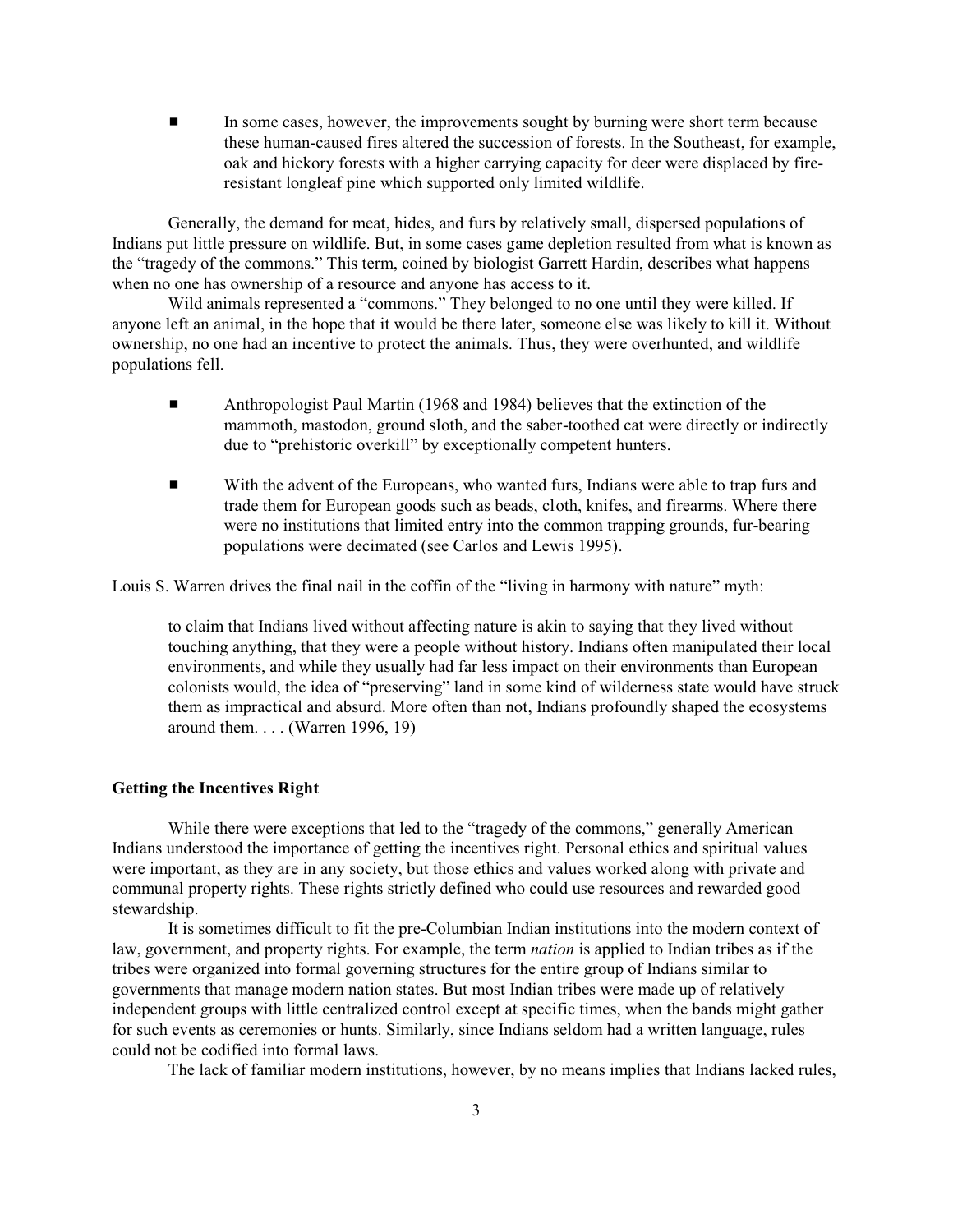- In some cases, however, the improvements sought by burning were short term because these human-caused fires altered the succession of forests. In the Southeast, for example, oak and hickory forests with a higher carrying capacity for deer were displaced by fire-resistant longleaf pine which supported only limited wildlife.

Generally, the demand for meat, hides, and furs by relatively small, dispersed populations of Indians put little pressure on wildlife. But, in some cases game depletion resulted from what is known as the "tragedy of the commons." This term, coined by biologist Garrett Hardin, describes what happens when no one has ownership of a resource and anyone has access to it.

Wild animals represented a "commons." They belonged to no one until they were killed. If anyone left an animal, in the hope that it would be there later, someone else was likely to kill it. Without ownership, no one had an incentive to protect the animals. Thus, they were overhunted, and wildlife populations fell.

- Anthropologist Paul Martin (1968 and 1984) believes that the extinction of the mammoth, mastodon, ground sloth, and the saber-toothed cat were directly or indirectly due to "prehistoric overkill" by exceptionally competent hunters.

- With the advent of the Europeans, who wanted furs, Indians were able to trap furs and trade them for European goods such as beads, cloth, knifes, and firearms. Where there were no institutions that limited entry into the common trapping grounds, fur-bearing populations were decimated (see Carlos and Lewis 1995).

Louis S. Warren drives the final nail in the coffin of the "living in harmony with nature" myth:

> to claim that Indians lived without affecting nature is akin to saying that they lived without touching anything, that they were a people without history. Indians often manipulated their local environments, and while they usually had far less impact on their environments than European colonists would, the idea of "preserving" land in some kind of wilderness state would have struck them as impractical and absurd. More often than not, Indians profoundly shaped the ecosystems around them. . . . (Warren 1996, 19)

## Getting the Incentives Right

While there were exceptions that led to the "tragedy of the commons," generally American Indians understood the importance of getting the incentives right. Personal ethics and spiritual values were important, as they are in any society, but those ethics and values worked along with private and communal property rights. These rights strictly defined who could use resources and rewarded good stewardship.

It is sometimes difficult to fit the pre-Columbian Indian institutions into the modern context of law, government, and property rights. For example, the term *nation* is applied to Indian tribes as if the tribes were organized into formal governing structures for the entire group of Indians similar to governments that manage modern nation states. But most Indian tribes were made up of relatively independent groups with little centralized control except at specific times, when the bands might gather for such events as ceremonies or hunts. Similarly, since Indians seldom had a written language, rules could not be codified into formal laws.

The lack of familiar modern institutions, however, by no means implies that Indians lacked rules,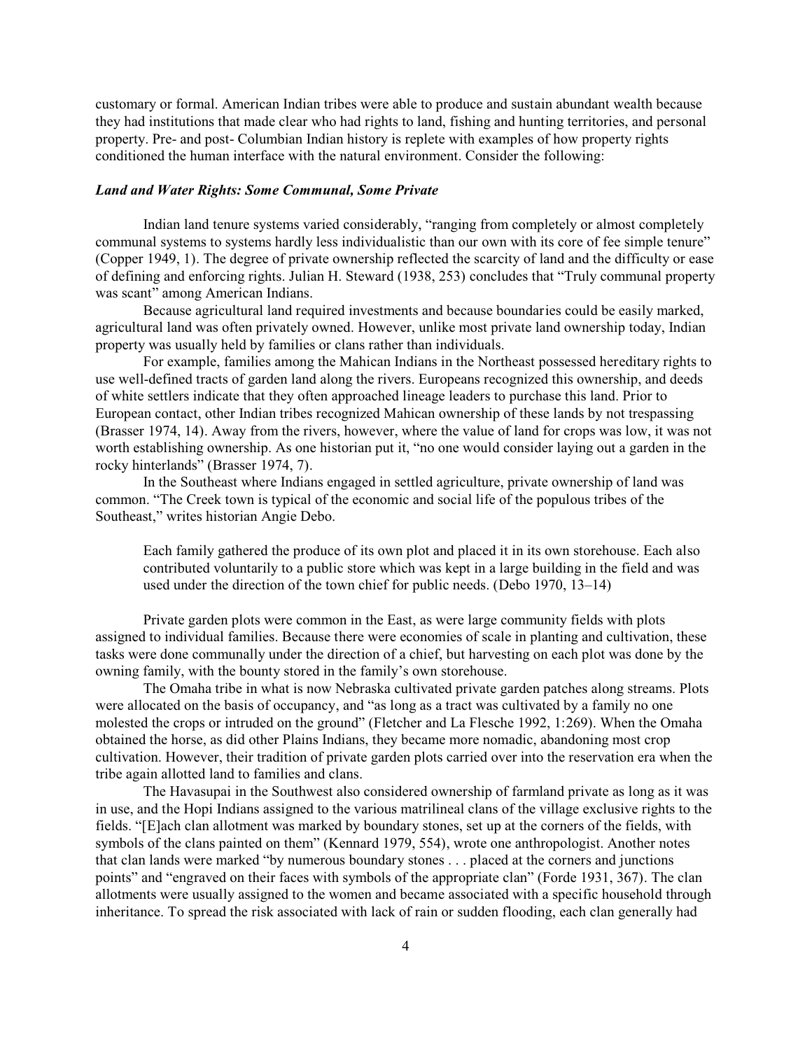customary or formal. American Indian tribes were able to produce and sustain abundant wealth because they had institutions that made clear who had rights to land, fishing and hunting territories, and personal property. Pre- and post- Columbian Indian history is replete with examples of how property rights conditioned the human interface with the natural environment. Consider the following:

### *Land and Water Rights: Some Communal, Some Private*

Indian land tenure systems varied considerably, "ranging from completely or almost completely communal systems to systems hardly less individualistic than our own with its core of fee simple tenure" (Copper 1949, 1). The degree of private ownership reflected the scarcity of land and the difficulty or ease of defining and enforcing rights. Julian H. Steward (1938, 253) concludes that "Truly communal property was scant" among American Indians.

Because agricultural land required investments and because boundaries could be easily marked, agricultural land was often privately owned. However, unlike most private land ownership today, Indian property was usually held by families or clans rather than individuals.

For example, families among the Mahican Indians in the Northeast possessed hereditary rights to use well-defined tracts of garden land along the rivers. Europeans recognized this ownership, and deeds of white settlers indicate that they often approached lineage leaders to purchase this land. Prior to European contact, other Indian tribes recognized Mahican ownership of these lands by not trespassing (Brasser 1974, 14). Away from the rivers, however, where the value of land for crops was low, it was not worth establishing ownership. As one historian put it, "no one would consider laying out a garden in the rocky hinterlands" (Brasser 1974, 7).

In the Southeast where Indians engaged in settled agriculture, private ownership of land was common. "The Creek town is typical of the economic and social life of the populous tribes of the Southeast," writes historian Angie Debo.

> Each family gathered the produce of its own plot and placed it in its own storehouse. Each also contributed voluntarily to a public store which was kept in a large building in the field and was used under the direction of the town chief for public needs. (Debo 1970, 13–14)

Private garden plots were common in the East, as were large community fields with plots assigned to individual families. Because there were economies of scale in planting and cultivation, these tasks were done communally under the direction of a chief, but harvesting on each plot was done by the owning family, with the bounty stored in the family's own storehouse.

The Omaha tribe in what is now Nebraska cultivated private garden patches along streams. Plots were allocated on the basis of occupancy, and "as long as a tract was cultivated by a family no one molested the crops or intruded on the ground" (Fletcher and La Flesche 1992, 1:269). When the Omaha obtained the horse, as did other Plains Indians, they became more nomadic, abandoning most crop cultivation. However, their tradition of private garden plots carried over into the reservation era when the tribe again allotted land to families and clans.

The Havasupai in the Southwest also considered ownership of farmland private as long as it was in use, and the Hopi Indians assigned to the various matrilineal clans of the village exclusive rights to the fields. "[E]ach clan allotment was marked by boundary stones, set up at the corners of the fields, with symbols of the clans painted on them" (Kennard 1979, 554), wrote one anthropologist. Another notes that clan lands were marked "by numerous boundary stones . . . placed at the corners and junctions points" and "engraved on their faces with symbols of the appropriate clan" (Forde 1931, 367). The clan allotments were usually assigned to the women and became associated with a specific household through inheritance. To spread the risk associated with lack of rain or sudden flooding, each clan generally had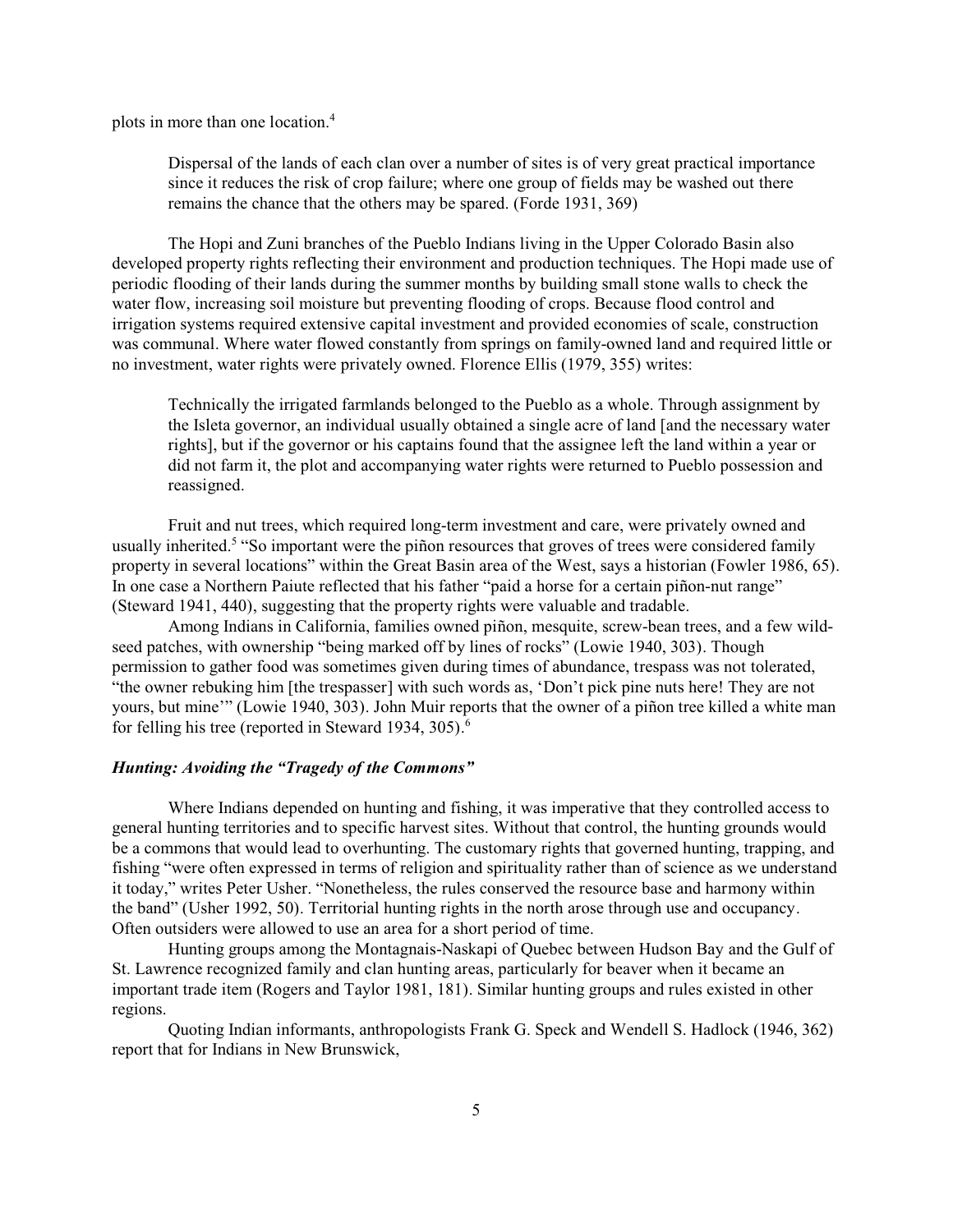plots in more than one location.[4]

> Dispersal of the lands of each clan over a number of sites is of very great practical importance since it reduces the risk of crop failure; where one group of fields may be washed out there remains the chance that the others may be spared. (Forde 1931, 369)

The Hopi and Zuni branches of the Pueblo Indians living in the Upper Colorado Basin also developed property rights reflecting their environment and production techniques. The Hopi made use of periodic flooding of their lands during the summer months by building small stone walls to check the water flow, increasing soil moisture but preventing flooding of crops. Because flood control and irrigation systems required extensive capital investment and provided economies of scale, construction was communal. Where water flowed constantly from springs on family-owned land and required little or no investment, water rights were privately owned. Florence Ellis (1979, 355) writes:

> Technically the irrigated farmlands belonged to the Pueblo as a whole. Through assignment by the Isleta governor, an individual usually obtained a single acre of land [and the necessary water rights], but if the governor or his captains found that the assignee left the land within a year or did not farm it, the plot and accompanying water rights were returned to Pueblo possession and reassigned.

Fruit and nut trees, which required long-term investment and care, were privately owned and usually inherited.[5] "So important were the piñon resources that groves of trees were considered family property in several locations" within the Great Basin area of the West, says a historian (Fowler 1986, 65). In one case a Northern Paiute reflected that his father "paid a horse for a certain piñon-nut range" (Steward 1941, 440), suggesting that the property rights were valuable and tradable.

Among Indians in California, families owned piñon, mesquite, screw-bean trees, and a few wild-seed patches, with ownership "being marked off by lines of rocks" (Lowie 1940, 303). Though permission to gather food was sometimes given during times of abundance, trespass was not tolerated, "the owner rebuking him [the trespasser] with such words as, 'Don't pick pine nuts here! They are not yours, but mine'" (Lowie 1940, 303). John Muir reports that the owner of a piñon tree killed a white man for felling his tree (reported in Steward 1934, 305).[6]

### *Hunting: Avoiding the "Tragedy of the Commons"*

Where Indians depended on hunting and fishing, it was imperative that they controlled access to general hunting territories and to specific harvest sites. Without that control, the hunting grounds would be a commons that would lead to overhunting. The customary rights that governed hunting, trapping, and fishing "were often expressed in terms of religion and spirituality rather than of science as we understand it today," writes Peter Usher. "Nonetheless, the rules conserved the resource base and harmony within the band" (Usher 1992, 50). Territorial hunting rights in the north arose through use and occupancy. Often outsiders were allowed to use an area for a short period of time.

Hunting groups among the Montagnais-Naskapi of Quebec between Hudson Bay and the Gulf of St. Lawrence recognized family and clan hunting areas, particularly for beaver when it became an important trade item (Rogers and Taylor 1981, 181). Similar hunting groups and rules existed in other regions.

Quoting Indian informants, anthropologists Frank G. Speck and Wendell S. Hadlock (1946, 362) report that for Indians in New Brunswick,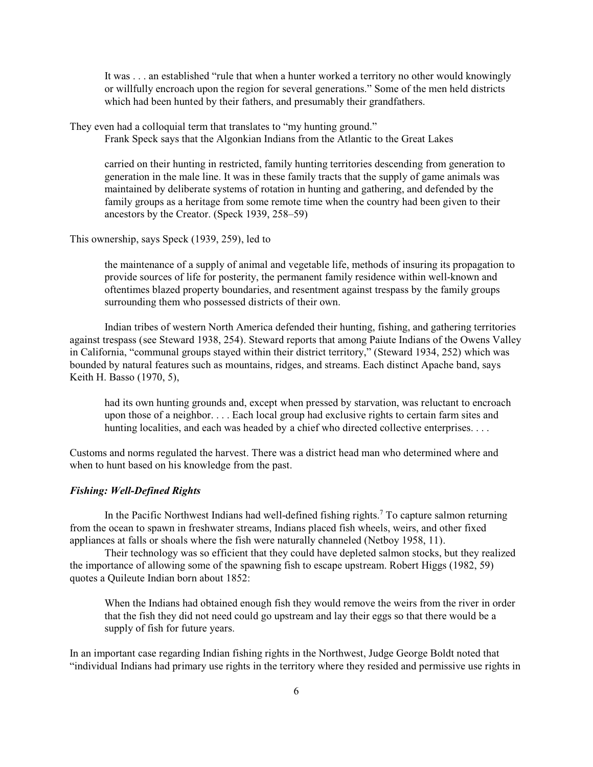> It was . . . an established "rule that when a hunter worked a territory no other would knowingly or willfully encroach upon the region for several generations." Some of the men held districts which had been hunted by their fathers, and presumably their grandfathers.

They even had a colloquial term that translates to "my hunting ground."

Frank Speck says that the Algonkian Indians from the Atlantic to the Great Lakes

> carried on their hunting in restricted, family hunting territories descending from generation to generation in the male line. It was in these family tracts that the supply of game animals was maintained by deliberate systems of rotation in hunting and gathering, and defended by the family groups as a heritage from some remote time when the country had been given to their ancestors by the Creator. (Speck 1939, 258–59)

This ownership, says Speck (1939, 259), led to

> the maintenance of a supply of animal and vegetable life, methods of insuring its propagation to provide sources of life for posterity, the permanent family residence within well-known and oftentimes blazed property boundaries, and resentment against trespass by the family groups surrounding them who possessed districts of their own.

Indian tribes of western North America defended their hunting, fishing, and gathering territories against trespass (see Steward 1938, 254). Steward reports that among Paiute Indians of the Owens Valley in California, "communal groups stayed within their district territory," (Steward 1934, 252) which was bounded by natural features such as mountains, ridges, and streams. Each distinct Apache band, says Keith H. Basso (1970, 5),

> had its own hunting grounds and, except when pressed by starvation, was reluctant to encroach upon those of a neighbor. . . . Each local group had exclusive rights to certain farm sites and hunting localities, and each was headed by a chief who directed collective enterprises. . . .

Customs and norms regulated the harvest. There was a district head man who determined where and when to hunt based on his knowledge from the past.

### *Fishing: Well-Defined Rights*

In the Pacific Northwest Indians had well-defined fishing rights.[7] To capture salmon returning from the ocean to spawn in freshwater streams, Indians placed fish wheels, weirs, and other fixed appliances at falls or shoals where the fish were naturally channeled (Netboy 1958, 11).

Their technology was so efficient that they could have depleted salmon stocks, but they realized the importance of allowing some of the spawning fish to escape upstream. Robert Higgs (1982, 59) quotes a Quileute Indian born about 1852:

> When the Indians had obtained enough fish they would remove the weirs from the river in order that the fish they did not need could go upstream and lay their eggs so that there would be a supply of fish for future years.

In an important case regarding Indian fishing rights in the Northwest, Judge George Boldt noted that "individual Indians had primary use rights in the territory where they resided and permissive use rights in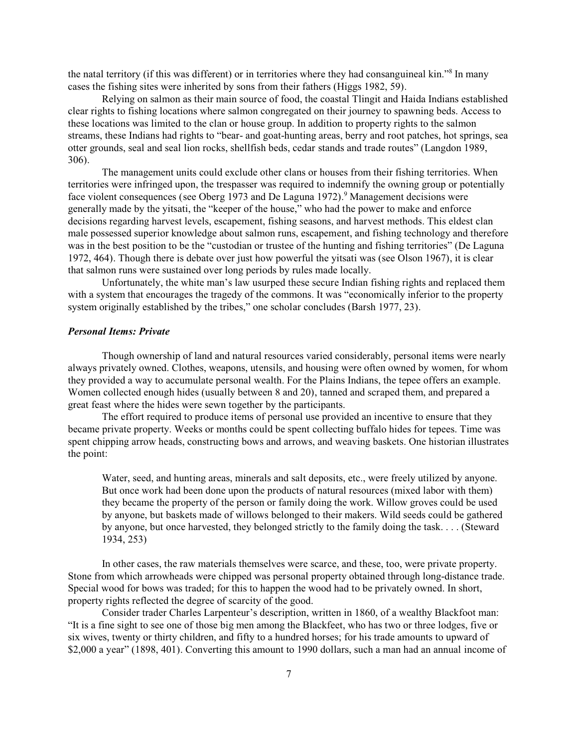the natal territory (if this was different) or in territories where they had consanguineal kin."[8] In many cases the fishing sites were inherited by sons from their fathers (Higgs 1982, 59).

Relying on salmon as their main source of food, the coastal Tlingit and Haida Indians established clear rights to fishing locations where salmon congregated on their journey to spawning beds. Access to these locations was limited to the clan or house group. In addition to property rights to the salmon streams, these Indians had rights to "bear- and goat-hunting areas, berry and root patches, hot springs, sea otter grounds, seal and seal lion rocks, shellfish beds, cedar stands and trade routes" (Langdon 1989, 306).

The management units could exclude other clans or houses from their fishing territories. When territories were infringed upon, the trespasser was required to indemnify the owning group or potentially face violent consequences (see Oberg 1973 and De Laguna 1972).[9] Management decisions were generally made by the yitsati, the "keeper of the house," who had the power to make and enforce decisions regarding harvest levels, escapement, fishing seasons, and harvest methods. This eldest clan male possessed superior knowledge about salmon runs, escapement, and fishing technology and therefore was in the best position to be the "custodian or trustee of the hunting and fishing territories" (De Laguna 1972, 464). Though there is debate over just how powerful the yitsati was (see Olson 1967), it is clear that salmon runs were sustained over long periods by rules made locally.

Unfortunately, the white man's law usurped these secure Indian fishing rights and replaced them with a system that encourages the tragedy of the commons. It was "economically inferior to the property system originally established by the tribes," one scholar concludes (Barsh 1977, 23).

### *Personal Items: Private*

Though ownership of land and natural resources varied considerably, personal items were nearly always privately owned. Clothes, weapons, utensils, and housing were often owned by women, for whom they provided a way to accumulate personal wealth. For the Plains Indians, the tepee offers an example. Women collected enough hides (usually between 8 and 20), tanned and scraped them, and prepared a great feast where the hides were sewn together by the participants.

The effort required to produce items of personal use provided an incentive to ensure that they became private property. Weeks or months could be spent collecting buffalo hides for tepees. Time was spent chipping arrow heads, constructing bows and arrows, and weaving baskets. One historian illustrates the point:

> Water, seed, and hunting areas, minerals and salt deposits, etc., were freely utilized by anyone. But once work had been done upon the products of natural resources (mixed labor with them) they became the property of the person or family doing the work. Willow groves could be used by anyone, but baskets made of willows belonged to their makers. Wild seeds could be gathered by anyone, but once harvested, they belonged strictly to the family doing the task. . . . (Steward 1934, 253)

In other cases, the raw materials themselves were scarce, and these, too, were private property. Stone from which arrowheads were chipped was personal property obtained through long-distance trade. Special wood for bows was traded; for this to happen the wood had to be privately owned. In short, property rights reflected the degree of scarcity of the good.

Consider trader Charles Larpenteur's description, written in 1860, of a wealthy Blackfoot man: "It is a fine sight to see one of those big men among the Blackfeet, who has two or three lodges, five or six wives, twenty or thirty children, and fifty to a hundred horses; for his trade amounts to upward of $2,000 a year" (1898, 401). Converting this amount to 1990 dollars, such a man had an annual income of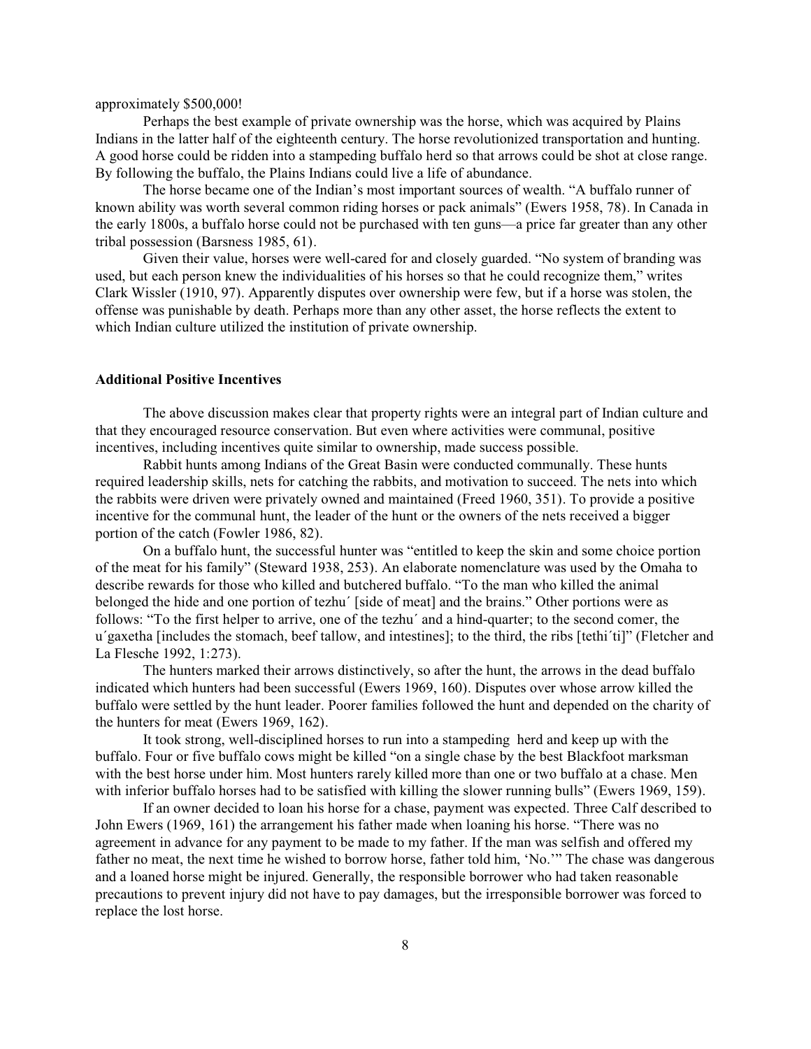approximately $500,000!

Perhaps the best example of private ownership was the horse, which was acquired by Plains Indians in the latter half of the eighteenth century. The horse revolutionized transportation and hunting. A good horse could be ridden into a stampeding buffalo herd so that arrows could be shot at close range. By following the buffalo, the Plains Indians could live a life of abundance.

The horse became one of the Indian's most important sources of wealth. "A buffalo runner of known ability was worth several common riding horses or pack animals" (Ewers 1958, 78). In Canada in the early 1800s, a buffalo horse could not be purchased with ten guns—a price far greater than any other tribal possession (Barsness 1985, 61).

Given their value, horses were well-cared for and closely guarded. "No system of branding was used, but each person knew the individualities of his horses so that he could recognize them," writes Clark Wissler (1910, 97). Apparently disputes over ownership were few, but if a horse was stolen, the offense was punishable by death. Perhaps more than any other asset, the horse reflects the extent to which Indian culture utilized the institution of private ownership.

## Additional Positive Incentives

The above discussion makes clear that property rights were an integral part of Indian culture and that they encouraged resource conservation. But even where activities were communal, positive incentives, including incentives quite similar to ownership, made success possible.

Rabbit hunts among Indians of the Great Basin were conducted communally. These hunts required leadership skills, nets for catching the rabbits, and motivation to succeed. The nets into which the rabbits were driven were privately owned and maintained (Freed 1960, 351). To provide a positive incentive for the communal hunt, the leader of the hunt or the owners of the nets received a bigger portion of the catch (Fowler 1986, 82).

On a buffalo hunt, the successful hunter was "entitled to keep the skin and some choice portion of the meat for his family" (Steward 1938, 253). An elaborate nomenclature was used by the Omaha to describe rewards for those who killed and butchered buffalo. "To the man who killed the animal belonged the hide and one portion of tezhu´ [side of meat] and the brains." Other portions were as follows: "To the first helper to arrive, one of the tezhu´ and a hind-quarter; to the second comer, the u´gaxetha [includes the stomach, beef tallow, and intestines]; to the third, the ribs [tethi´ti]" (Fletcher and La Flesche 1992, 1:273).

The hunters marked their arrows distinctively, so after the hunt, the arrows in the dead buffalo indicated which hunters had been successful (Ewers 1969, 160). Disputes over whose arrow killed the buffalo were settled by the hunt leader. Poorer families followed the hunt and depended on the charity of the hunters for meat (Ewers 1969, 162).

It took strong, well-disciplined horses to run into a stampeding herd and keep up with the buffalo. Four or five buffalo cows might be killed "on a single chase by the best Blackfoot marksman with the best horse under him. Most hunters rarely killed more than one or two buffalo at a chase. Men with inferior buffalo horses had to be satisfied with killing the slower running bulls" (Ewers 1969, 159).

If an owner decided to loan his horse for a chase, payment was expected. Three Calf described to John Ewers (1969, 161) the arrangement his father made when loaning his horse. "There was no agreement in advance for any payment to be made to my father. If the man was selfish and offered my father no meat, the next time he wished to borrow horse, father told him, 'No.'" The chase was dangerous and a loaned horse might be injured. Generally, the responsible borrower who had taken reasonable precautions to prevent injury did not have to pay damages, but the irresponsible borrower was forced to replace the lost horse.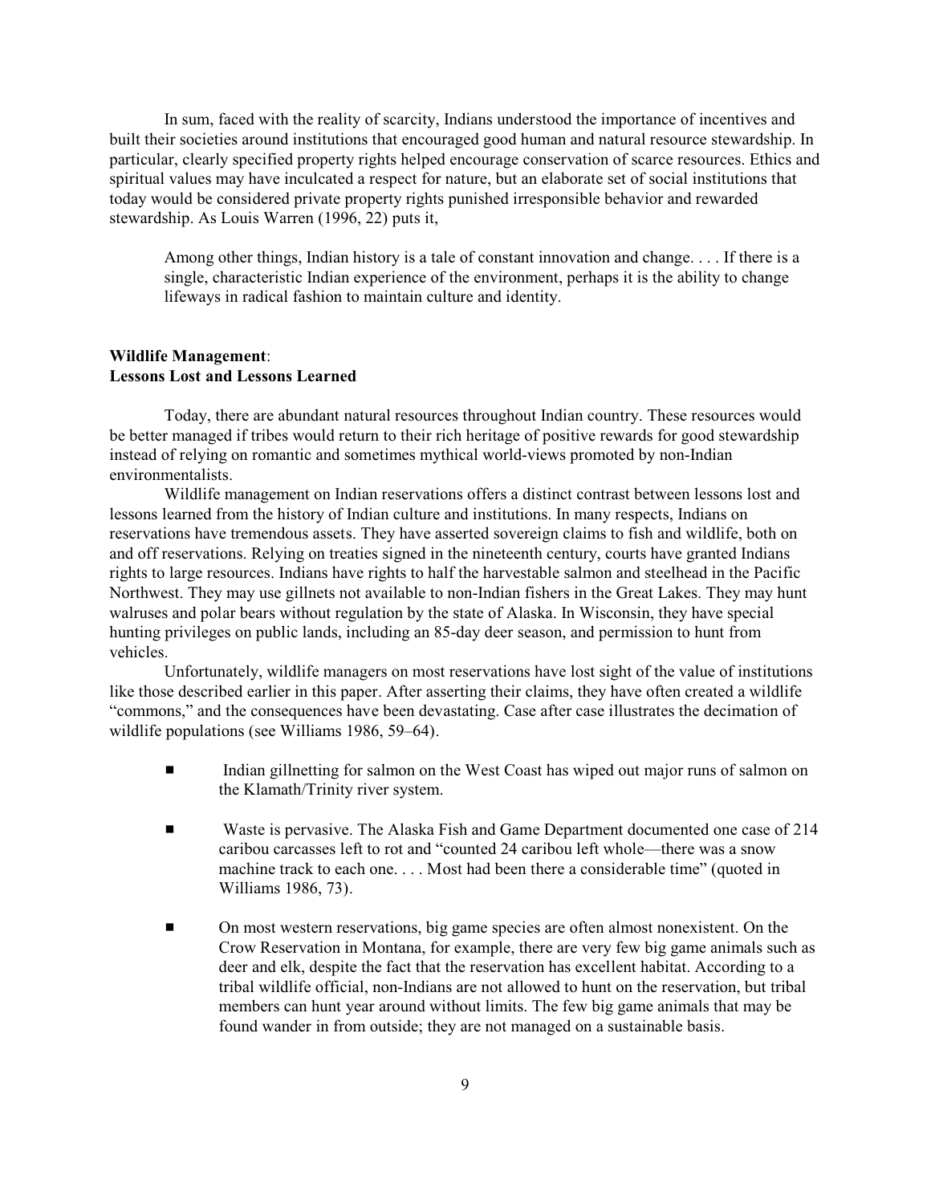In sum, faced with the reality of scarcity, Indians understood the importance of incentives and built their societies around institutions that encouraged good human and natural resource stewardship. In particular, clearly specified property rights helped encourage conservation of scarce resources. Ethics and spiritual values may have inculcated a respect for nature, but an elaborate set of social institutions that today would be considered private property rights punished irresponsible behavior and rewarded stewardship. As Louis Warren (1996, 22) puts it,

> Among other things, Indian history is a tale of constant innovation and change. . . . If there is a single, characteristic Indian experience of the environment, perhaps it is the ability to change lifeways in radical fashion to maintain culture and identity.

**Wildlife Management**:
**Lessons Lost and Lessons Learned**

Today, there are abundant natural resources throughout Indian country. These resources would be better managed if tribes would return to their rich heritage of positive rewards for good stewardship instead of relying on romantic and sometimes mythical world-views promoted by non-Indian environmentalists.

Wildlife management on Indian reservations offers a distinct contrast between lessons lost and lessons learned from the history of Indian culture and institutions. In many respects, Indians on reservations have tremendous assets. They have asserted sovereign claims to fish and wildlife, both on and off reservations. Relying on treaties signed in the nineteenth century, courts have granted Indians rights to large resources. Indians have rights to half the harvestable salmon and steelhead in the Pacific Northwest. They may use gillnets not available to non-Indian fishers in the Great Lakes. They may hunt walruses and polar bears without regulation by the state of Alaska. In Wisconsin, they have special hunting privileges on public lands, including an 85-day deer season, and permission to hunt from vehicles.

Unfortunately, wildlife managers on most reservations have lost sight of the value of institutions like those described earlier in this paper. After asserting their claims, they have often created a wildlife "commons," and the consequences have been devastating. Case after case illustrates the decimation of wildlife populations (see Williams 1986, 59–64).

- Indian gillnetting for salmon on the West Coast has wiped out major runs of salmon on the Klamath/Trinity river system.
- Waste is pervasive. The Alaska Fish and Game Department documented one case of 214 caribou carcasses left to rot and "counted 24 caribou left whole—there was a snow machine track to each one. . . . Most had been there a considerable time" (quoted in Williams 1986, 73).
- On most western reservations, big game species are often almost nonexistent. On the Crow Reservation in Montana, for example, there are very few big game animals such as deer and elk, despite the fact that the reservation has excellent habitat. According to a tribal wildlife official, non-Indians are not allowed to hunt on the reservation, but tribal members can hunt year around without limits. The few big game animals that may be found wander in from outside; they are not managed on a sustainable basis.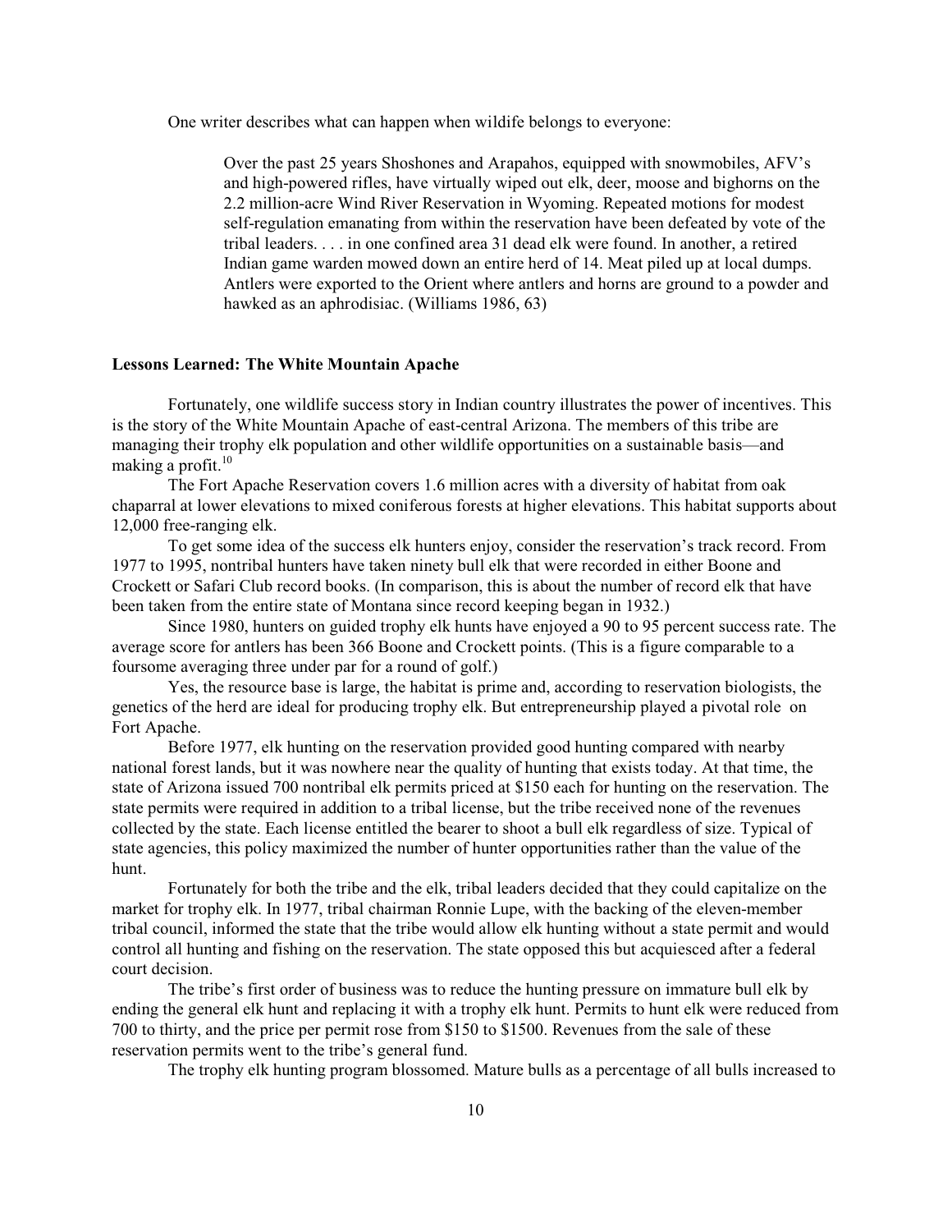One writer describes what can happen when wildife belongs to everyone:

> Over the past 25 years Shoshones and Arapahos, equipped with snowmobiles, AFV's and high-powered rifles, have virtually wiped out elk, deer, moose and bighorns on the 2.2 million-acre Wind River Reservation in Wyoming. Repeated motions for modest self-regulation emanating from within the reservation have been defeated by vote of the tribal leaders. . . . in one confined area 31 dead elk were found. In another, a retired Indian game warden mowed down an entire herd of 14. Meat piled up at local dumps. Antlers were exported to the Orient where antlers and horns are ground to a powder and hawked as an aphrodisiac. (Williams 1986, 63)

**Lessons Learned: The White Mountain Apache**

Fortunately, one wildlife success story in Indian country illustrates the power of incentives. This is the story of the White Mountain Apache of east-central Arizona. The members of this tribe are managing their trophy elk population and other wildlife opportunities on a sustainable basis—and making a profit.[10]

The Fort Apache Reservation covers 1.6 million acres with a diversity of habitat from oak chaparral at lower elevations to mixed coniferous forests at higher elevations. This habitat supports about 12,000 free-ranging elk.

To get some idea of the success elk hunters enjoy, consider the reservation's track record. From 1977 to 1995, nontribal hunters have taken ninety bull elk that were recorded in either Boone and Crockett or Safari Club record books. (In comparison, this is about the number of record elk that have been taken from the entire state of Montana since record keeping began in 1932.)

Since 1980, hunters on guided trophy elk hunts have enjoyed a 90 to 95 percent success rate. The average score for antlers has been 366 Boone and Crockett points. (This is a figure comparable to a foursome averaging three under par for a round of golf.)

Yes, the resource base is large, the habitat is prime and, according to reservation biologists, the genetics of the herd are ideal for producing trophy elk. But entrepreneurship played a pivotal role on Fort Apache.

Before 1977, elk hunting on the reservation provided good hunting compared with nearby national forest lands, but it was nowhere near the quality of hunting that exists today. At that time, the state of Arizona issued 700 nontribal elk permits priced at $150 each for hunting on the reservation. The state permits were required in addition to a tribal license, but the tribe received none of the revenues collected by the state. Each license entitled the bearer to shoot a bull elk regardless of size. Typical of state agencies, this policy maximized the number of hunter opportunities rather than the value of the hunt.

Fortunately for both the tribe and the elk, tribal leaders decided that they could capitalize on the market for trophy elk. In 1977, tribal chairman Ronnie Lupe, with the backing of the eleven-member tribal council, informed the state that the tribe would allow elk hunting without a state permit and would control all hunting and fishing on the reservation. The state opposed this but acquiesced after a federal court decision.

The tribe's first order of business was to reduce the hunting pressure on immature bull elk by ending the general elk hunt and replacing it with a trophy elk hunt. Permits to hunt elk were reduced from 700 to thirty, and the price per permit rose from $150 to $1500. Revenues from the sale of these reservation permits went to the tribe's general fund.

The trophy elk hunting program blossomed. Mature bulls as a percentage of all bulls increased to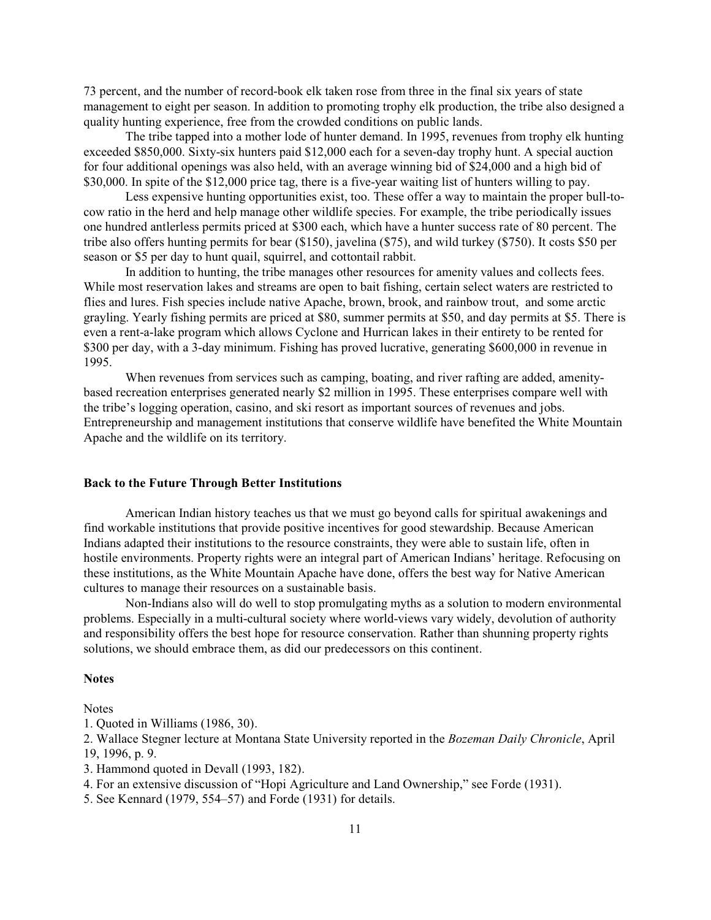73 percent, and the number of record-book elk taken rose from three in the final six years of state management to eight per season. In addition to promoting trophy elk production, the tribe also designed a quality hunting experience, free from the crowded conditions on public lands.

The tribe tapped into a mother lode of hunter demand. In 1995, revenues from trophy elk hunting exceeded $850,000. Sixty-six hunters paid $12,000 each for a seven-day trophy hunt. A special auction for four additional openings was also held, with an average winning bid of $24,000 and a high bid of $30,000. In spite of the $12,000 price tag, there is a five-year waiting list of hunters willing to pay.

Less expensive hunting opportunities exist, too. These offer a way to maintain the proper bull-to-cow ratio in the herd and help manage other wildlife species. For example, the tribe periodically issues one hundred antlerless permits priced at $300 each, which have a hunter success rate of 80 percent. The tribe also offers hunting permits for bear ($150), javelina ($75), and wild turkey ($750). It costs $50 per season or $5 per day to hunt quail, squirrel, and cottontail rabbit.

In addition to hunting, the tribe manages other resources for amenity values and collects fees. While most reservation lakes and streams are open to bait fishing, certain select waters are restricted to flies and lures. Fish species include native Apache, brown, brook, and rainbow trout, and some arctic grayling. Yearly fishing permits are priced at $80, summer permits at $50, and day permits at $5. There is even a rent-a-lake program which allows Cyclone and Hurrican lakes in their entirety to be rented for $300 per day, with a 3-day minimum. Fishing has proved lucrative, generating $600,000 in revenue in 1995.

When revenues from services such as camping, boating, and river rafting are added, amenity-based recreation enterprises generated nearly $2 million in 1995. These enterprises compare well with the tribe's logging operation, casino, and ski resort as important sources of revenues and jobs. Entrepreneurship and management institutions that conserve wildlife have benefited the White Mountain Apache and the wildlife on its territory.

## Back to the Future Through Better Institutions

American Indian history teaches us that we must go beyond calls for spiritual awakenings and find workable institutions that provide positive incentives for good stewardship. Because American Indians adapted their institutions to the resource constraints, they were able to sustain life, often in hostile environments. Property rights were an integral part of American Indians' heritage. Refocusing on these institutions, as the White Mountain Apache have done, offers the best way for Native American cultures to manage their resources on a sustainable basis.

Non-Indians also will do well to stop promulgating myths as a solution to modern environmental problems. Especially in a multi-cultural society where world-views vary widely, devolution of authority and responsibility offers the best hope for resource conservation. Rather than shunning property rights solutions, we should embrace them, as did our predecessors on this continent.

## Notes

Notes

1. Quoted in Williams (1986, 30).
2. Wallace Stegner lecture at Montana State University reported in the *Bozeman Daily Chronicle*, April 19, 1996, p. 9.
3. Hammond quoted in Devall (1993, 182).
4. For an extensive discussion of "Hopi Agriculture and Land Ownership," see Forde (1931).
5. See Kennard (1979, 554–57) and Forde (1931) for details.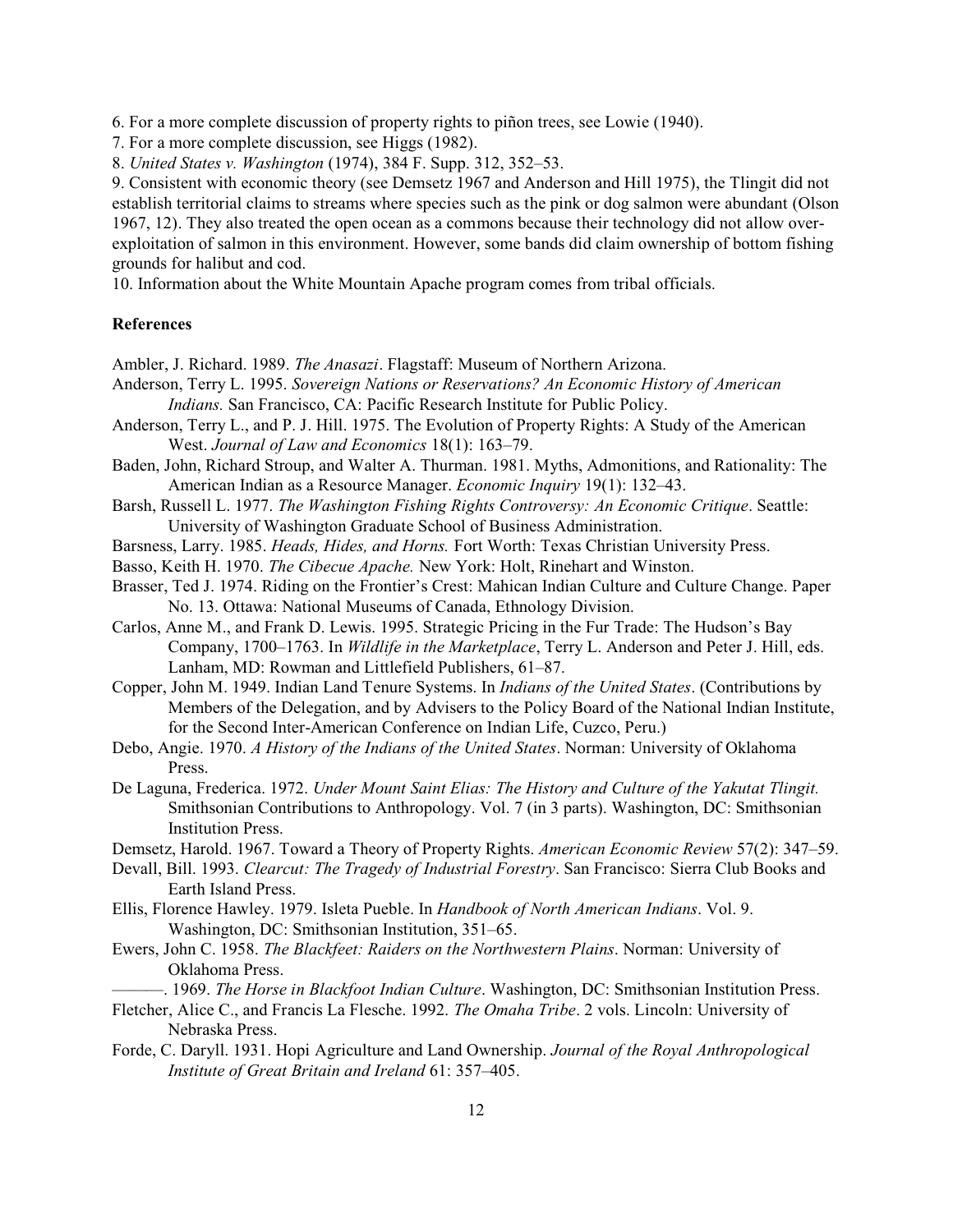6. For a more complete discussion of property rights to piñon trees, see Lowie (1940).

7. For a more complete discussion, see Higgs (1982).

8. *United States v. Washington* (1974), 384 F. Supp. 312, 352–53.

9. Consistent with economic theory (see Demsetz 1967 and Anderson and Hill 1975), the Tlingit did not establish territorial claims to streams where species such as the pink or dog salmon were abundant (Olson 1967, 12). They also treated the open ocean as a commons because their technology did not allow over-exploitation of salmon in this environment. However, some bands did claim ownership of bottom fishing grounds for halibut and cod.

10. Information about the White Mountain Apache program comes from tribal officials.

**References**

Ambler, J. Richard. 1989. *The Anasazi*. Flagstaff: Museum of Northern Arizona.

Anderson, Terry L. 1995. *Sovereign Nations or Reservations? An Economic History of American Indians.* San Francisco, CA: Pacific Research Institute for Public Policy.

Anderson, Terry L., and P. J. Hill. 1975. The Evolution of Property Rights: A Study of the American West. *Journal of Law and Economics* 18(1): 163–79.

Baden, John, Richard Stroup, and Walter A. Thurman. 1981. Myths, Admonitions, and Rationality: The American Indian as a Resource Manager. *Economic Inquiry* 19(1): 132–43.

Barsh, Russell L. 1977. *The Washington Fishing Rights Controversy: An Economic Critique*. Seattle: University of Washington Graduate School of Business Administration.

Barsness, Larry. 1985. *Heads, Hides, and Horns.* Fort Worth: Texas Christian University Press.

Basso, Keith H. 1970. *The Cibecue Apache.* New York: Holt, Rinehart and Winston.

Brasser, Ted J. 1974. Riding on the Frontier's Crest: Mahican Indian Culture and Culture Change. Paper No. 13. Ottawa: National Museums of Canada, Ethnology Division.

Carlos, Anne M., and Frank D. Lewis. 1995. Strategic Pricing in the Fur Trade: The Hudson's Bay Company, 1700–1763. In *Wildlife in the Marketplace*, Terry L. Anderson and Peter J. Hill, eds. Lanham, MD: Rowman and Littlefield Publishers, 61–87.

Copper, John M. 1949. Indian Land Tenure Systems. In *Indians of the United States*. (Contributions by Members of the Delegation, and by Advisers to the Policy Board of the National Indian Institute, for the Second Inter-American Conference on Indian Life, Cuzco, Peru.)

Debo, Angie. 1970. *A History of the Indians of the United States*. Norman: University of Oklahoma Press.

De Laguna, Frederica. 1972. *Under Mount Saint Elias: The History and Culture of the Yakutat Tlingit.* Smithsonian Contributions to Anthropology. Vol. 7 (in 3 parts). Washington, DC: Smithsonian Institution Press.

Demsetz, Harold. 1967. Toward a Theory of Property Rights. *American Economic Review* 57(2): 347–59.

Devall, Bill. 1993. *Clearcut: The Tragedy of Industrial Forestry*. San Francisco: Sierra Club Books and Earth Island Press.

Ellis, Florence Hawley. 1979. Isleta Pueble. In *Handbook of North American Indians*. Vol. 9. Washington, DC: Smithsonian Institution, 351–65.

Ewers, John C. 1958. *The Blackfeet: Raiders on the Northwestern Plains*. Norman: University of Oklahoma Press.

———. 1969. *The Horse in Blackfoot Indian Culture*. Washington, DC: Smithsonian Institution Press.

Fletcher, Alice C., and Francis La Flesche. 1992. *The Omaha Tribe*. 2 vols. Lincoln: University of Nebraska Press.

Forde, C. Daryll. 1931. Hopi Agriculture and Land Ownership. *Journal of the Royal Anthropological Institute of Great Britain and Ireland* 61: 357–405.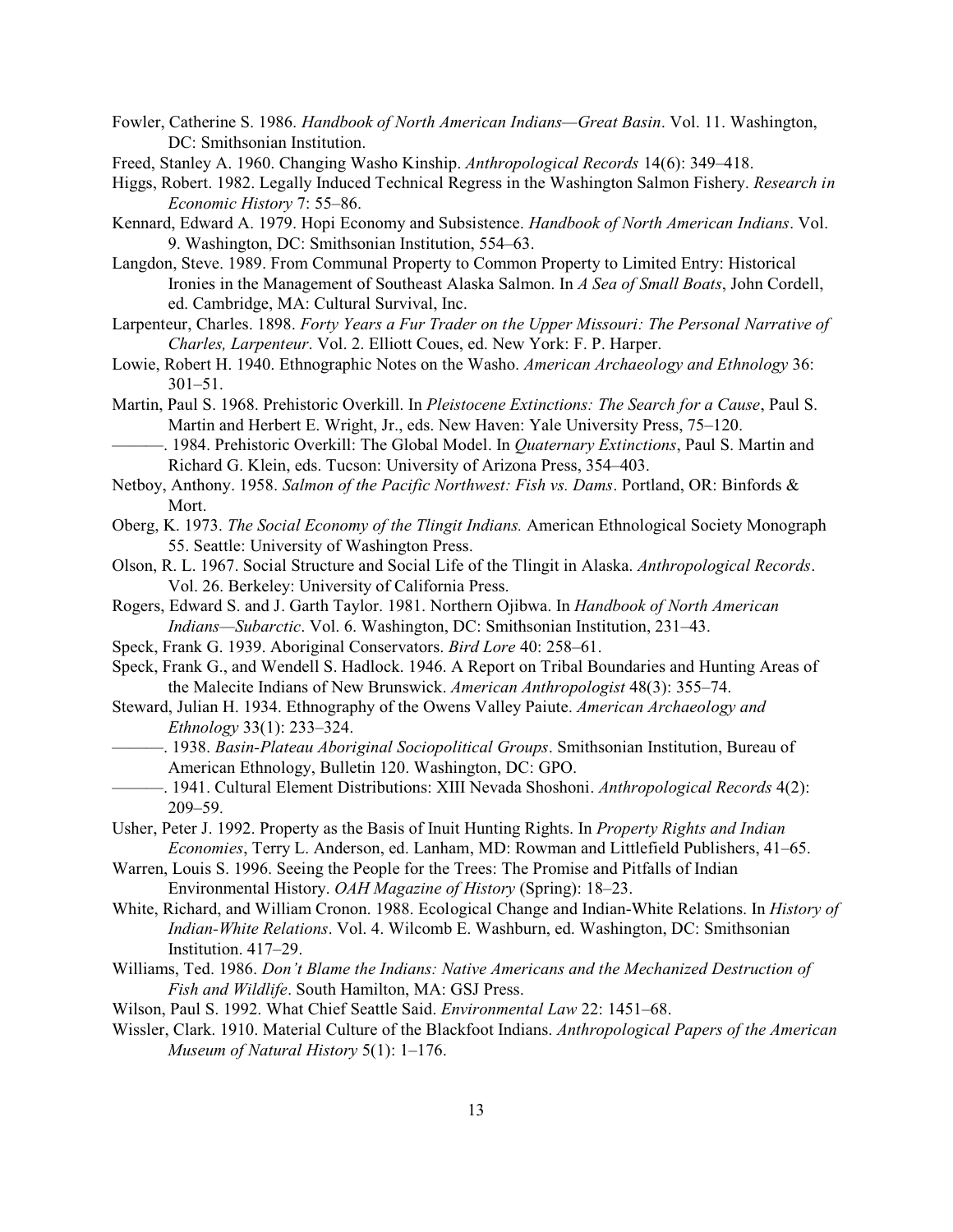Fowler, Catherine S. 1986. *Handbook of North American Indians—Great Basin*. Vol. 11. Washington, DC: Smithsonian Institution.

Freed, Stanley A. 1960. Changing Washo Kinship. *Anthropological Records* 14(6): 349–418.

Higgs, Robert. 1982. Legally Induced Technical Regress in the Washington Salmon Fishery. *Research in Economic History* 7: 55–86.

Kennard, Edward A. 1979. Hopi Economy and Subsistence. *Handbook of North American Indians*. Vol. 9. Washington, DC: Smithsonian Institution, 554–63.

Langdon, Steve. 1989. From Communal Property to Common Property to Limited Entry: Historical Ironies in the Management of Southeast Alaska Salmon. In *A Sea of Small Boats*, John Cordell, ed. Cambridge, MA: Cultural Survival, Inc.

Larpenteur, Charles. 1898. *Forty Years a Fur Trader on the Upper Missouri: The Personal Narrative of Charles, Larpenteur*. Vol. 2. Elliott Coues, ed. New York: F. P. Harper.

Lowie, Robert H. 1940. Ethnographic Notes on the Washo. *American Archaeology and Ethnology* 36: 301–51.

Martin, Paul S. 1968. Prehistoric Overkill. In *Pleistocene Extinctions: The Search for a Cause*, Paul S. Martin and Herbert E. Wright, Jr., eds. New Haven: Yale University Press, 75–120.

———. 1984. Prehistoric Overkill: The Global Model. In *Quaternary Extinctions*, Paul S. Martin and Richard G. Klein, eds. Tucson: University of Arizona Press, 354–403.

Netboy, Anthony. 1958. *Salmon of the Pacific Northwest: Fish vs. Dams*. Portland, OR: Binfords & Mort.

Oberg, K. 1973. *The Social Economy of the Tlingit Indians.* American Ethnological Society Monograph 55. Seattle: University of Washington Press.

Olson, R. L. 1967. Social Structure and Social Life of the Tlingit in Alaska. *Anthropological Records*. Vol. 26. Berkeley: University of California Press.

Rogers, Edward S. and J. Garth Taylor. 1981. Northern Ojibwa. In *Handbook of North American Indians—Subarctic*. Vol. 6. Washington, DC: Smithsonian Institution, 231–43.

Speck, Frank G. 1939. Aboriginal Conservators. *Bird Lore* 40: 258–61.

Speck, Frank G., and Wendell S. Hadlock. 1946. A Report on Tribal Boundaries and Hunting Areas of the Malecite Indians of New Brunswick. *American Anthropologist* 48(3): 355–74.

Steward, Julian H. 1934. Ethnography of the Owens Valley Paiute. *American Archaeology and Ethnology* 33(1): 233–324.

———. 1938. *Basin-Plateau Aboriginal Sociopolitical Groups*. Smithsonian Institution, Bureau of American Ethnology, Bulletin 120. Washington, DC: GPO.

———. 1941. Cultural Element Distributions: XIII Nevada Shoshoni. *Anthropological Records* 4(2): 209–59.

Usher, Peter J. 1992. Property as the Basis of Inuit Hunting Rights. In *Property Rights and Indian Economies*, Terry L. Anderson, ed. Lanham, MD: Rowman and Littlefield Publishers, 41–65.

Warren, Louis S. 1996. Seeing the People for the Trees: The Promise and Pitfalls of Indian Environmental History. *OAH Magazine of History* (Spring): 18–23.

White, Richard, and William Cronon. 1988. Ecological Change and Indian-White Relations. In *History of Indian-White Relations*. Vol. 4. Wilcomb E. Washburn, ed. Washington, DC: Smithsonian Institution. 417–29.

Williams, Ted. 1986. *Don't Blame the Indians: Native Americans and the Mechanized Destruction of Fish and Wildlife*. South Hamilton, MA: GSJ Press.

Wilson, Paul S. 1992. What Chief Seattle Said. *Environmental Law* 22: 1451–68.

Wissler, Clark. 1910. Material Culture of the Blackfoot Indians. *Anthropological Papers of the American Museum of Natural History* 5(1): 1–176.